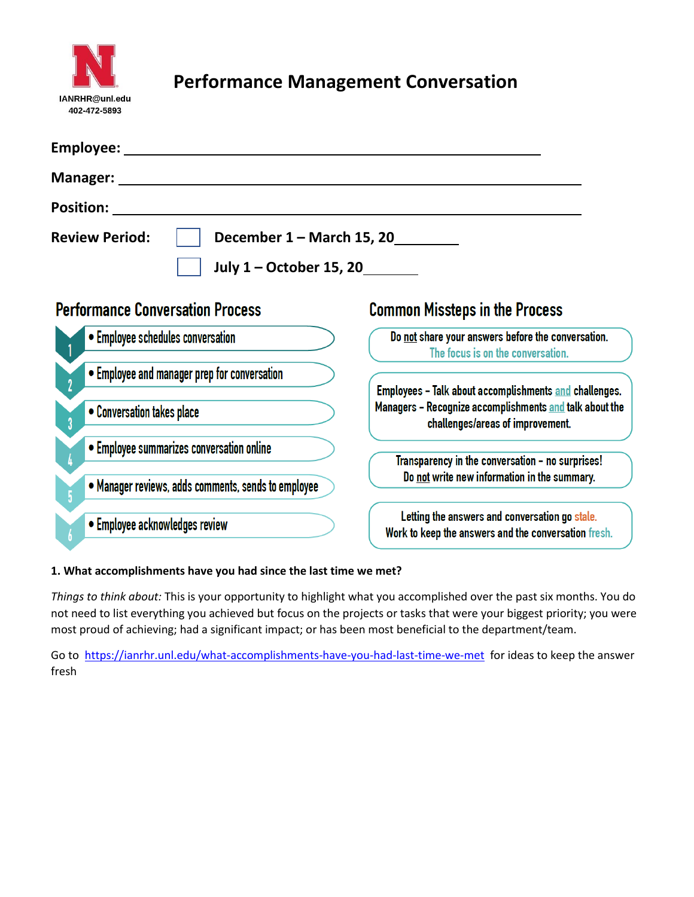IANRHR@unl.edu
402-472-5893

# Performance Management Conversation

**Employee:** ______________________________________________

**Manager:** ______________________________________________

**Position:** ______________________________________________

**Review Period:** ☐ **December 1 – March 15, 20\_\_\_\_\_\_\_\_**

☐ **July 1 – October 15, 20\_\_\_\_\_\_\_\_**

## Performance Conversation Process

1. Employee schedules conversation
2. Employee and manager prep for conversation
3. Conversation takes place
4. Employee summarizes conversation online
5. Manager reviews, adds comments, sends to employee
6. Employee acknowledges review

## Common Missteps in the Process

- Do not share your answers before the conversation. The focus is on the conversation.
- Employees – Talk about accomplishments and challenges. Managers – Recognize accomplishments and talk about the challenges/areas of improvement.
- Transparency in the conversation – no surprises! Do not write new information in the summary.
- Letting the answers and conversation go stale. Work to keep the answers and the conversation fresh.

**1. What accomplishments have you had since the last time we met?**

*Things to think about:* This is your opportunity to highlight what you accomplished over the past six months. You do not need to list everything you achieved but focus on the projects or tasks that were your biggest priority; you were most proud of achieving; had a significant impact; or has been most beneficial to the department/team.

Go to https://ianrhr.unl.edu/what-accomplishments-have-you-had-last-time-we-met for ideas to keep the answer fresh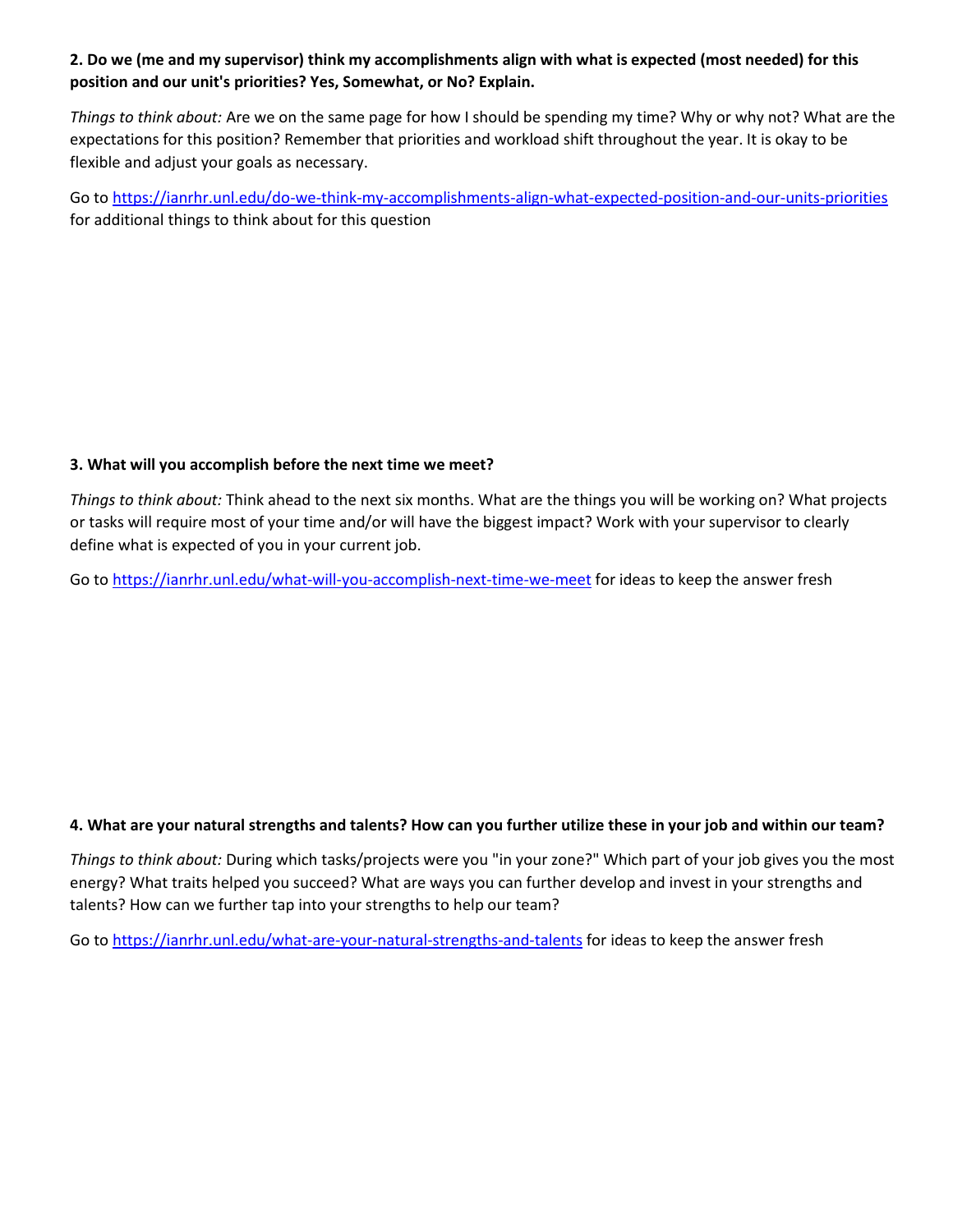**2. Do we (me and my supervisor) think my accomplishments align with what is expected (most needed) for this position and our unit's priorities? Yes, Somewhat, or No? Explain.**

*Things to think about:* Are we on the same page for how I should be spending my time? Why or why not? What are the expectations for this position? Remember that priorities and workload shift throughout the year. It is okay to be flexible and adjust your goals as necessary.

Go to [https://ianrhr.unl.edu/do-we-think-my-accomplishments-align-what-expected-position-and-our-units-priorities](https://ianrhr.unl.edu/do-we-think-my-accomplishments-align-what-expected-position-and-our-units-priorities) for additional things to think about for this question

**3. What will you accomplish before the next time we meet?**

*Things to think about:* Think ahead to the next six months. What are the things you will be working on? What projects or tasks will require most of your time and/or will have the biggest impact? Work with your supervisor to clearly define what is expected of you in your current job.

Go to [https://ianrhr.unl.edu/what-will-you-accomplish-next-time-we-meet](https://ianrhr.unl.edu/what-will-you-accomplish-next-time-we-meet) for ideas to keep the answer fresh

**4. What are your natural strengths and talents? How can you further utilize these in your job and within our team?**

*Things to think about:* During which tasks/projects were you "in your zone?" Which part of your job gives you the most energy? What traits helped you succeed? What are ways you can further develop and invest in your strengths and talents? How can we further tap into your strengths to help our team?

Go to [https://ianrhr.unl.edu/what-are-your-natural-strengths-and-talents](https://ianrhr.unl.edu/what-are-your-natural-strengths-and-talents) for ideas to keep the answer fresh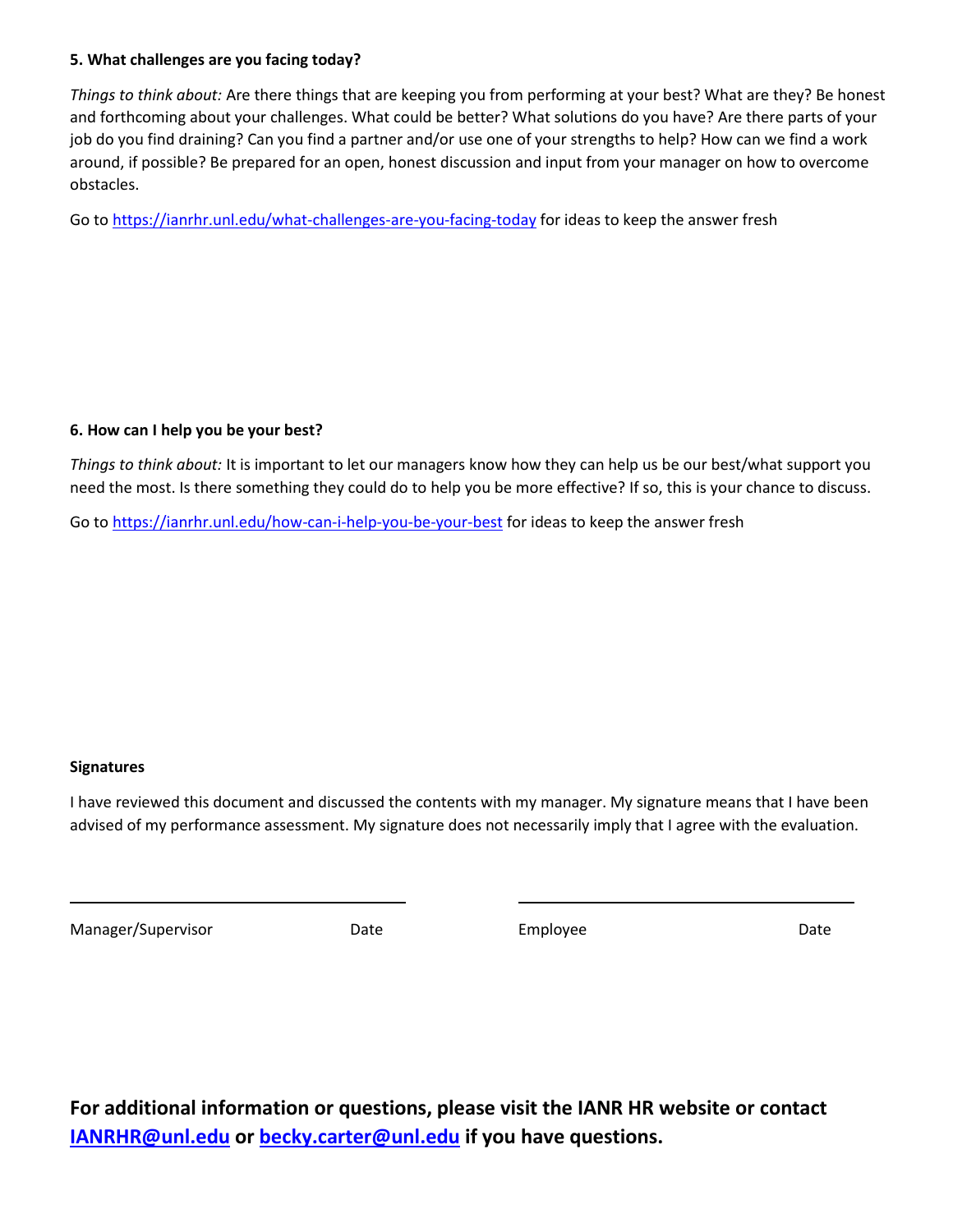**5. What challenges are you facing today?**

*Things to think about:* Are there things that are keeping you from performing at your best? What are they? Be honest and forthcoming about your challenges. What could be better? What solutions do you have? Are there parts of your job do you find draining? Can you find a partner and/or use one of your strengths to help? How can we find a work around, if possible? Be prepared for an open, honest discussion and input from your manager on how to overcome obstacles.

Go to [https://ianrhr.unl.edu/what-challenges-are-you-facing-today](https://ianrhr.unl.edu/what-challenges-are-you-facing-today) for ideas to keep the answer fresh

**6. How can I help you be your best?**

*Things to think about:* It is important to let our managers know how they can help us be our best/what support you need the most. Is there something they could do to help you be more effective? If so, this is your chance to discuss.

Go to [https://ianrhr.unl.edu/how-can-i-help-you-be-your-best](https://ianrhr.unl.edu/how-can-i-help-you-be-your-best) for ideas to keep the answer fresh

**Signatures**

I have reviewed this document and discussed the contents with my manager. My signature means that I have been advised of my performance assessment. My signature does not necessarily imply that I agree with the evaluation.

Manager/Supervisor Date

Employee Date

**For additional information or questions, please visit the IANR HR website or contact [IANRHR@unl.edu](mailto:IANRHR@unl.edu) or [becky.carter@unl.edu](mailto:becky.carter@unl.edu) if you have questions.**